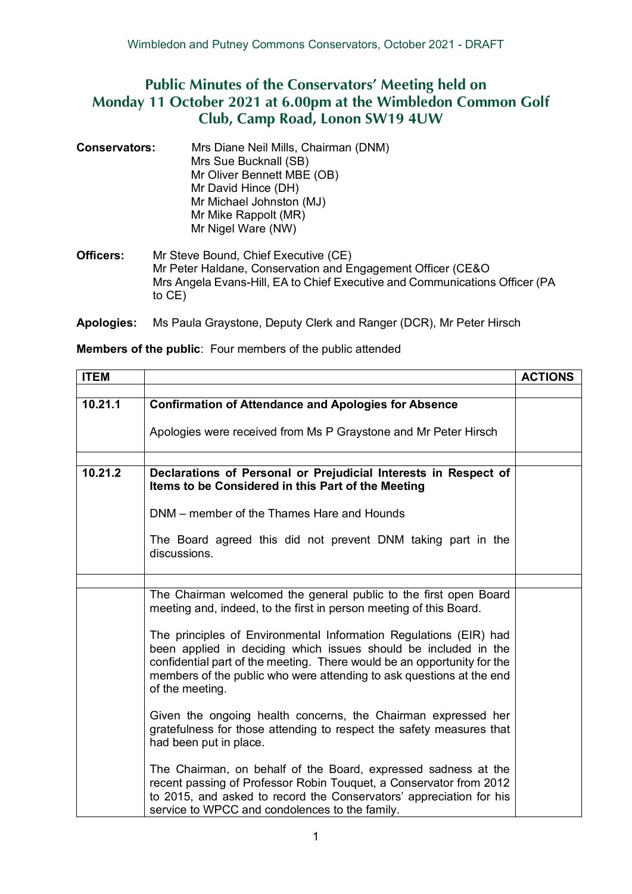# Public Minutes of the Conservators' Meeting held on Monday 11 October 2021 at 6.00pm at the Wimbledon Common Golf Club, Camp Road, Lonon SW19 4UW

**Conservators:** Mrs Diane Neil Mills, Chairman (DNM)
Mrs Sue Bucknall (SB)
Mr Oliver Bennett MBE (OB)
Mr David Hince (DH)
Mr Michael Johnston (MJ)
Mr Mike Rappolt (MR)
Mr Nigel Ware (NW)

**Officers:** Mr Steve Bound, Chief Executive (CE)
Mr Peter Haldane, Conservation and Engagement Officer (CE&O
Mrs Angela Evans-Hill, EA to Chief Executive and Communications Officer (PA to CE)

**Apologies:** Ms Paula Graystone, Deputy Clerk and Ranger (DCR), Mr Peter Hirsch

**Members of the public**: Four members of the public attended

| ITEM | | ACTIONS |
|---|---|---|
| | | |
| 10.21.1 | **Confirmation of Attendance and Apologies for Absence**<br><br>Apologies were received from Ms P Graystone and Mr Peter Hirsch | |
| | | |
| 10.21.2 | **Declarations of Personal or Prejudicial Interests in Respect of Items to be Considered in this Part of the Meeting**<br><br>DNM – member of the Thames Hare and Hounds<br><br>The Board agreed this did not prevent DNM taking part in the discussions. | |
| | | |
| | The Chairman welcomed the general public to the first open Board meeting and, indeed, to the first in person meeting of this Board.<br><br>The principles of Environmental Information Regulations (EIR) had been applied in deciding which issues should be included in the confidential part of the meeting. There would be an opportunity for the members of the public who were attending to ask questions at the end of the meeting.<br><br>Given the ongoing health concerns, the Chairman expressed her gratefulness for those attending to respect the safety measures that had been put in place.<br><br>The Chairman, on behalf of the Board, expressed sadness at the recent passing of Professor Robin Touquet, a Conservator from 2012 to 2015, and asked to record the Conservators' appreciation for his service to WPCC and condolences to the family. | |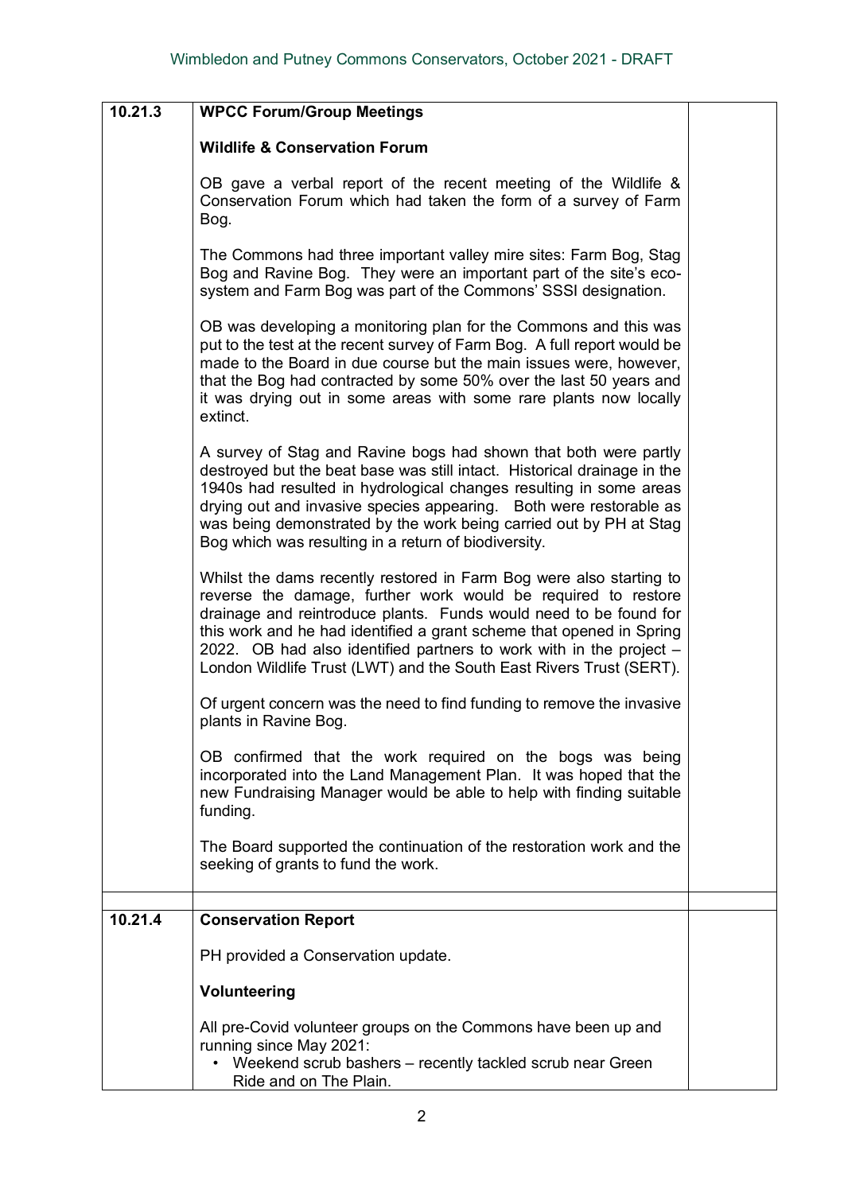| | | |
|---|---|---|
| 10.21.3 | **WPCC Forum/Group Meetings**<br><br>**Wildlife & Conservation Forum**<br><br>OB gave a verbal report of the recent meeting of the Wildlife & Conservation Forum which had taken the form of a survey of Farm Bog.<br><br>The Commons had three important valley mire sites: Farm Bog, Stag Bog and Ravine Bog. They were an important part of the site's eco-system and Farm Bog was part of the Commons' SSSI designation.<br><br>OB was developing a monitoring plan for the Commons and this was put to the test at the recent survey of Farm Bog. A full report would be made to the Board in due course but the main issues were, however, that the Bog had contracted by some 50% over the last 50 years and it was drying out in some areas with some rare plants now locally extinct.<br><br>A survey of Stag and Ravine bogs had shown that both were partly destroyed but the beat base was still intact. Historical drainage in the 1940s had resulted in hydrological changes resulting in some areas drying out and invasive species appearing. Both were restorable as was being demonstrated by the work being carried out by PH at Stag Bog which was resulting in a return of biodiversity.<br><br>Whilst the dams recently restored in Farm Bog were also starting to reverse the damage, further work would be required to restore drainage and reintroduce plants. Funds would need to be found for this work and he had identified a grant scheme that opened in Spring 2022. OB had also identified partners to work with in the project – London Wildlife Trust (LWT) and the South East Rivers Trust (SERT).<br><br>Of urgent concern was the need to find funding to remove the invasive plants in Ravine Bog.<br><br>OB confirmed that the work required on the bogs was being incorporated into the Land Management Plan. It was hoped that the new Fundraising Manager would be able to help with finding suitable funding.<br><br>The Board supported the continuation of the restoration work and the seeking of grants to fund the work. | |
| | | |
| 10.21.4 | **Conservation Report**<br><br>PH provided a Conservation update.<br><br>**Volunteering**<br><br>All pre-Covid volunteer groups on the Commons have been up and running since May 2021:<br>• Weekend scrub bashers – recently tackled scrub near Green Ride and on The Plain. | |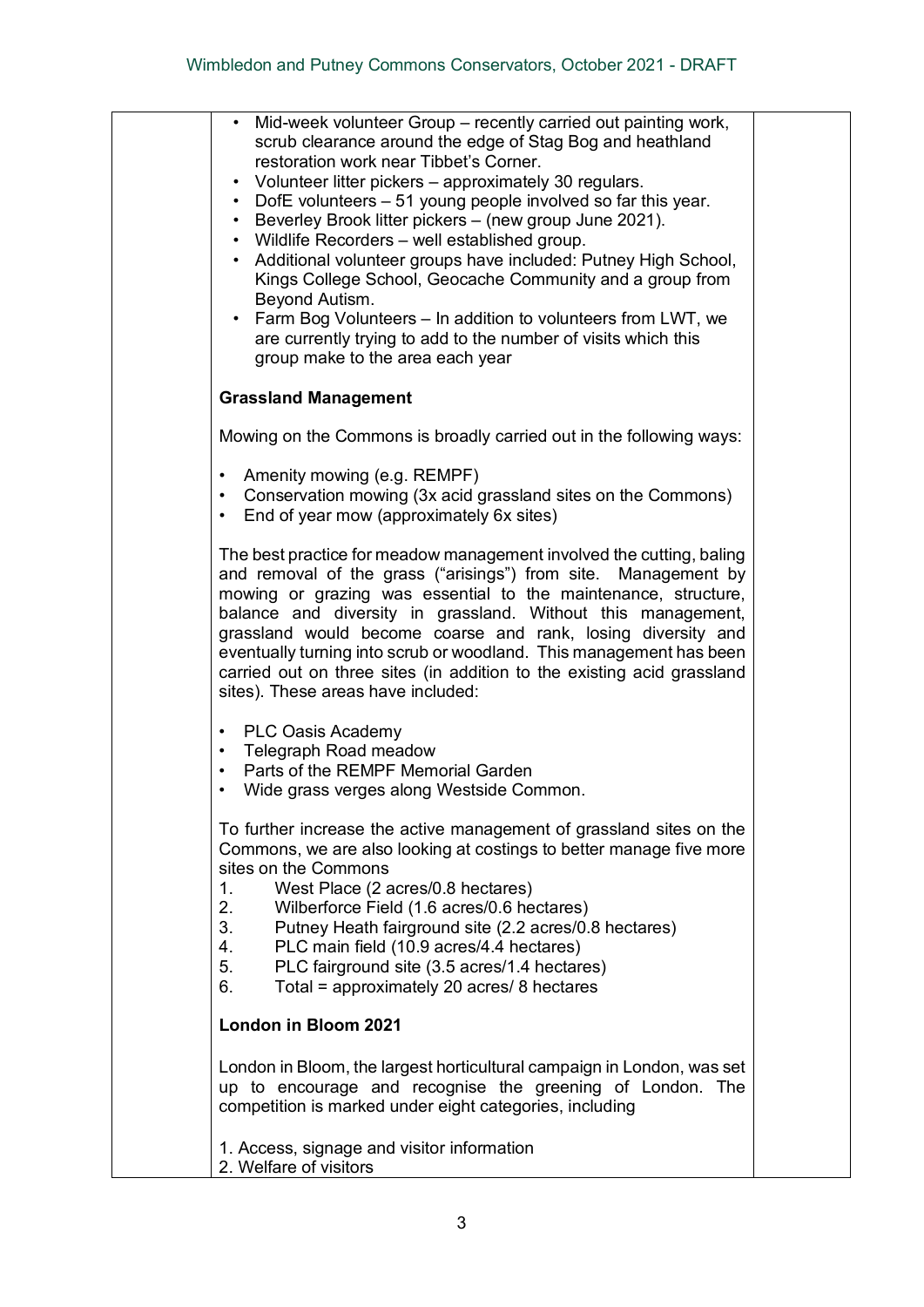- Mid-week volunteer Group – recently carried out painting work, scrub clearance around the edge of Stag Bog and heathland restoration work near Tibbet's Corner.
- Volunteer litter pickers – approximately 30 regulars.
- DofE volunteers – 51 young people involved so far this year.
- Beverley Brook litter pickers – (new group June 2021).
- Wildlife Recorders – well established group.
- Additional volunteer groups have included: Putney High School, Kings College School, Geocache Community and a group from Beyond Autism.
- Farm Bog Volunteers – In addition to volunteers from LWT, we are currently trying to add to the number of visits which this group make to the area each year

**Grassland Management**

Mowing on the Commons is broadly carried out in the following ways:

- Amenity mowing (e.g. REMPF)
- Conservation mowing (3x acid grassland sites on the Commons)
- End of year mow (approximately 6x sites)

The best practice for meadow management involved the cutting, baling and removal of the grass ("arisings") from site. Management by mowing or grazing was essential to the maintenance, structure, balance and diversity in grassland. Without this management, grassland would become coarse and rank, losing diversity and eventually turning into scrub or woodland. This management has been carried out on three sites (in addition to the existing acid grassland sites). These areas have included:

- PLC Oasis Academy
- Telegraph Road meadow
- Parts of the REMPF Memorial Garden
- Wide grass verges along Westside Common.

To further increase the active management of grassland sites on the Commons, we are also looking at costings to better manage five more sites on the Commons

1. West Place (2 acres/0.8 hectares)
2. Wilberforce Field (1.6 acres/0.6 hectares)
3. Putney Heath fairground site (2.2 acres/0.8 hectares)
4. PLC main field (10.9 acres/4.4 hectares)
5. PLC fairground site (3.5 acres/1.4 hectares)
6. Total = approximately 20 acres/ 8 hectares

**London in Bloom 2021**

London in Bloom, the largest horticultural campaign in London, was set up to encourage and recognise the greening of London. The competition is marked under eight categories, including

1. Access, signage and visitor information
2. Welfare of visitors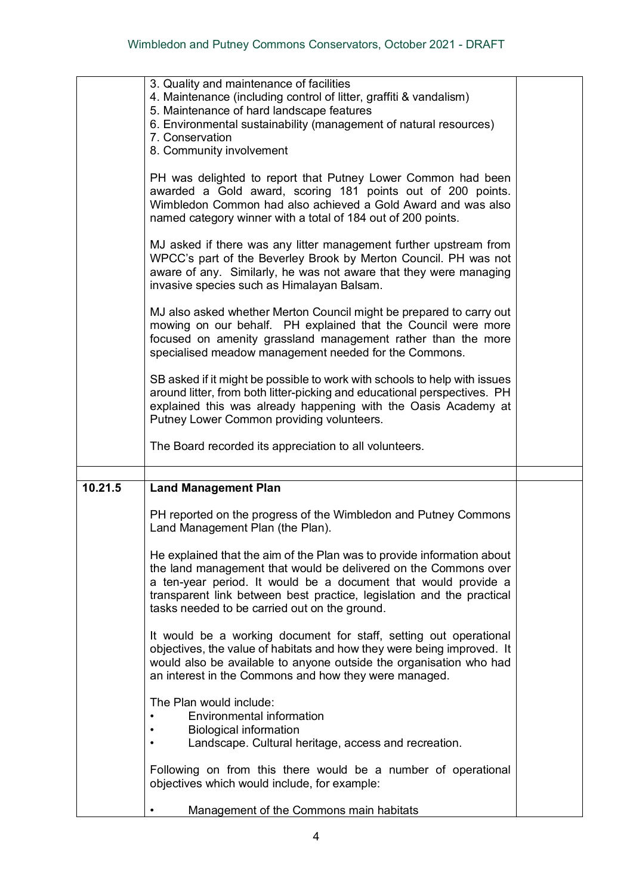3. Quality and maintenance of facilities
4. Maintenance (including control of litter, graffiti & vandalism)
5. Maintenance of hard landscape features
6. Environmental sustainability (management of natural resources)
7. Conservation
8. Community involvement

PH was delighted to report that Putney Lower Common had been awarded a Gold award, scoring 181 points out of 200 points. Wimbledon Common had also achieved a Gold Award and was also named category winner with a total of 184 out of 200 points.

MJ asked if there was any litter management further upstream from WPCC's part of the Beverley Brook by Merton Council. PH was not aware of any. Similarly, he was not aware that they were managing invasive species such as Himalayan Balsam.

MJ also asked whether Merton Council might be prepared to carry out mowing on our behalf. PH explained that the Council were more focused on amenity grassland management rather than the more specialised meadow management needed for the Commons.

SB asked if it might be possible to work with schools to help with issues around litter, from both litter-picking and educational perspectives. PH explained this was already happening with the Oasis Academy at Putney Lower Common providing volunteers.

The Board recorded its appreciation to all volunteers.

**10.21.5 Land Management Plan**

PH reported on the progress of the Wimbledon and Putney Commons Land Management Plan (the Plan).

He explained that the aim of the Plan was to provide information about the land management that would be delivered on the Commons over a ten-year period. It would be a document that would provide a transparent link between best practice, legislation and the practical tasks needed to be carried out on the ground.

It would be a working document for staff, setting out operational objectives, the value of habitats and how they were being improved. It would also be available to anyone outside the organisation who had an interest in the Commons and how they were managed.

The Plan would include:

- Environmental information
- Biological information
- Landscape. Cultural heritage, access and recreation.

Following on from this there would be a number of operational objectives which would include, for example:

- Management of the Commons main habitats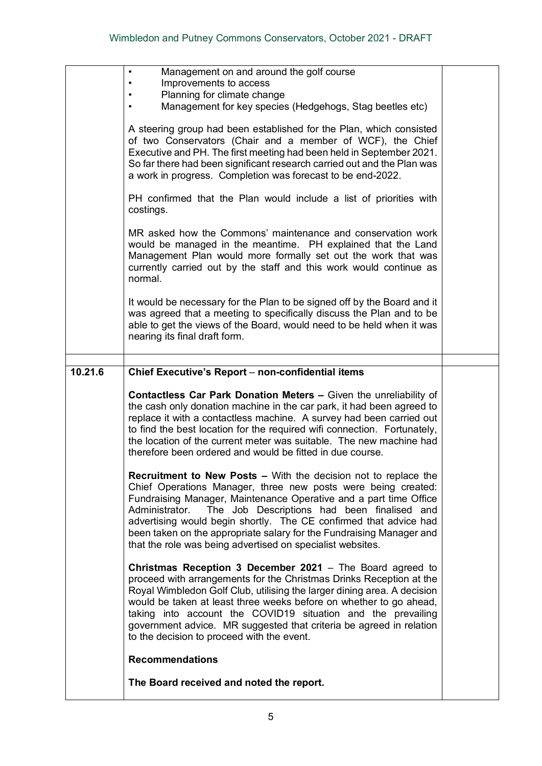| | | |
|---|---|---|
| | • Management on and around the golf course<br>• Improvements to access<br>• Planning for climate change<br>• Management for key species (Hedgehogs, Stag beetles etc)<br><br>A steering group had been established for the Plan, which consisted of two Conservators (Chair and a member of WCF), the Chief Executive and PH. The first meeting had been held in September 2021. So far there had been significant research carried out and the Plan was a work in progress. Completion was forecast to be end-2022.<br><br>PH confirmed that the Plan would include a list of priorities with costings.<br><br>MR asked how the Commons' maintenance and conservation work would be managed in the meantime. PH explained that the Land Management Plan would more formally set out the work that was currently carried out by the staff and this work would continue as normal.<br><br>It would be necessary for the Plan to be signed off by the Board and it was agreed that a meeting to specifically discuss the Plan and to be able to get the views of the Board, would need to be held when it was nearing its final draft form. | |
| | | |
| **10.21.6** | **Chief Executive's Report** – **non-confidential items**<br><br>**Contactless Car Park Donation Meters –** Given the unreliability of the cash only donation machine in the car park, it had been agreed to replace it with a contactless machine. A survey had been carried out to find the best location for the required wifi connection. Fortunately, the location of the current meter was suitable. The new machine had therefore been ordered and would be fitted in due course.<br><br>**Recruitment to New Posts –** With the decision not to replace the Chief Operations Manager, three new posts were being created: Fundraising Manager, Maintenance Operative and a part time Office Administrator. The Job Descriptions had been finalised and advertising would begin shortly. The CE confirmed that advice had been taken on the appropriate salary for the Fundraising Manager and that the role was being advertised on specialist websites.<br><br>**Christmas Reception 3 December 2021** – The Board agreed to proceed with arrangements for the Christmas Drinks Reception at the Royal Wimbledon Golf Club, utilising the larger dining area. A decision would be taken at least three weeks before on whether to go ahead, taking into account the COVID19 situation and the prevailing government advice. MR suggested that criteria be agreed in relation to the decision to proceed with the event.<br><br>**Recommendations**<br><br>**The Board received and noted the report.** | |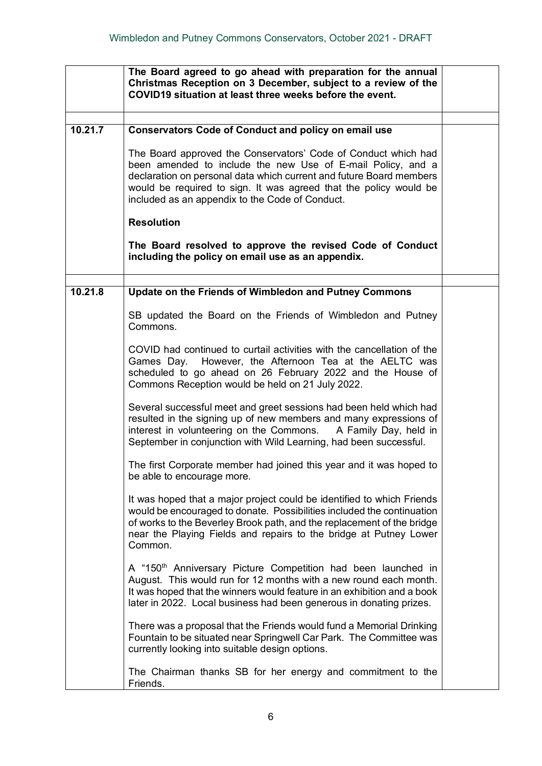| | | |
|---|---|---|
| | **The Board agreed to go ahead with preparation for the annual Christmas Reception on 3 December, subject to a review of the COVID19 situation at least three weeks before the event.** | |
| | | |
| **10.21.7** | **Conservators Code of Conduct and policy on email use**<br><br>The Board approved the Conservators' Code of Conduct which had been amended to include the new Use of E-mail Policy, and a declaration on personal data which current and future Board members would be required to sign. It was agreed that the policy would be included as an appendix to the Code of Conduct.<br><br>**Resolution**<br><br>**The Board resolved to approve the revised Code of Conduct including the policy on email use as an appendix.** | |
| | | |
| **10.21.8** | **Update on the Friends of Wimbledon and Putney Commons**<br><br>SB updated the Board on the Friends of Wimbledon and Putney Commons.<br><br>COVID had continued to curtail activities with the cancellation of the Games Day. However, the Afternoon Tea at the AELTC was scheduled to go ahead on 26 February 2022 and the House of Commons Reception would be held on 21 July 2022.<br><br>Several successful meet and greet sessions had been held which had resulted in the signing up of new members and many expressions of interest in volunteering on the Commons. A Family Day, held in September in conjunction with Wild Learning, had been successful.<br><br>The first Corporate member had joined this year and it was hoped to be able to encourage more.<br><br>It was hoped that a major project could be identified to which Friends would be encouraged to donate. Possibilities included the continuation of works to the Beverley Brook path, and the replacement of the bridge near the Playing Fields and repairs to the bridge at Putney Lower Common.<br><br>A "150th Anniversary Picture Competition had been launched in August. This would run for 12 months with a new round each month. It was hoped that the winners would feature in an exhibition and a book later in 2022. Local business had been generous in donating prizes.<br><br>There was a proposal that the Friends would fund a Memorial Drinking Fountain to be situated near Springwell Car Park. The Committee was currently looking into suitable design options.<br><br>The Chairman thanks SB for her energy and commitment to the Friends. | |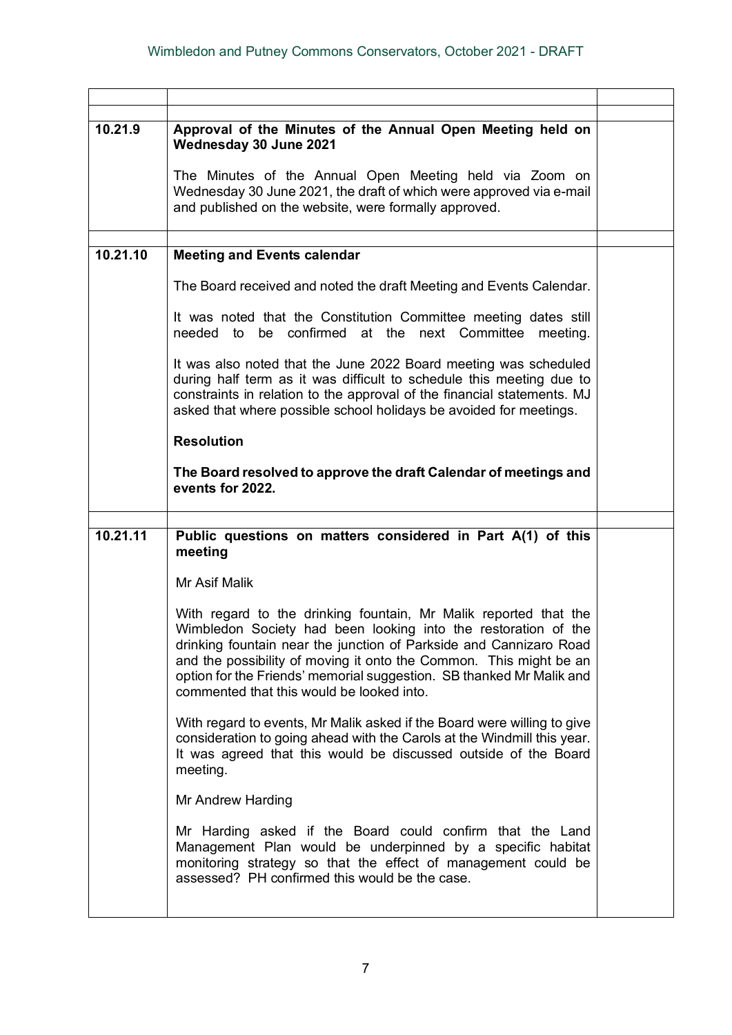| | | |
|---|---|---|
| | | |
| **10.21.9** | **Approval of the Minutes of the Annual Open Meeting held on Wednesday 30 June 2021**<br><br>The Minutes of the Annual Open Meeting held via Zoom on Wednesday 30 June 2021, the draft of which were approved via e-mail and published on the website, were formally approved. | |
| | | |
| **10.21.10** | **Meeting and Events calendar**<br><br>The Board received and noted the draft Meeting and Events Calendar.<br><br>It was noted that the Constitution Committee meeting dates still needed to be confirmed at the next Committee meeting.<br><br>It was also noted that the June 2022 Board meeting was scheduled during half term as it was difficult to schedule this meeting due to constraints in relation to the approval of the financial statements. MJ asked that where possible school holidays be avoided for meetings.<br><br>**Resolution**<br><br>**The Board resolved to approve the draft Calendar of meetings and events for 2022.** | |
| | | |
| **10.21.11** | **Public questions on matters considered in Part A(1) of this meeting**<br><br>Mr Asif Malik<br><br>With regard to the drinking fountain, Mr Malik reported that the Wimbledon Society had been looking into the restoration of the drinking fountain near the junction of Parkside and Cannizaro Road and the possibility of moving it onto the Common. This might be an option for the Friends' memorial suggestion. SB thanked Mr Malik and commented that this would be looked into.<br><br>With regard to events, Mr Malik asked if the Board were willing to give consideration to going ahead with the Carols at the Windmill this year. It was agreed that this would be discussed outside of the Board meeting.<br><br>Mr Andrew Harding<br><br>Mr Harding asked if the Board could confirm that the Land Management Plan would be underpinned by a specific habitat monitoring strategy so that the effect of management could be assessed? PH confirmed this would be the case. | |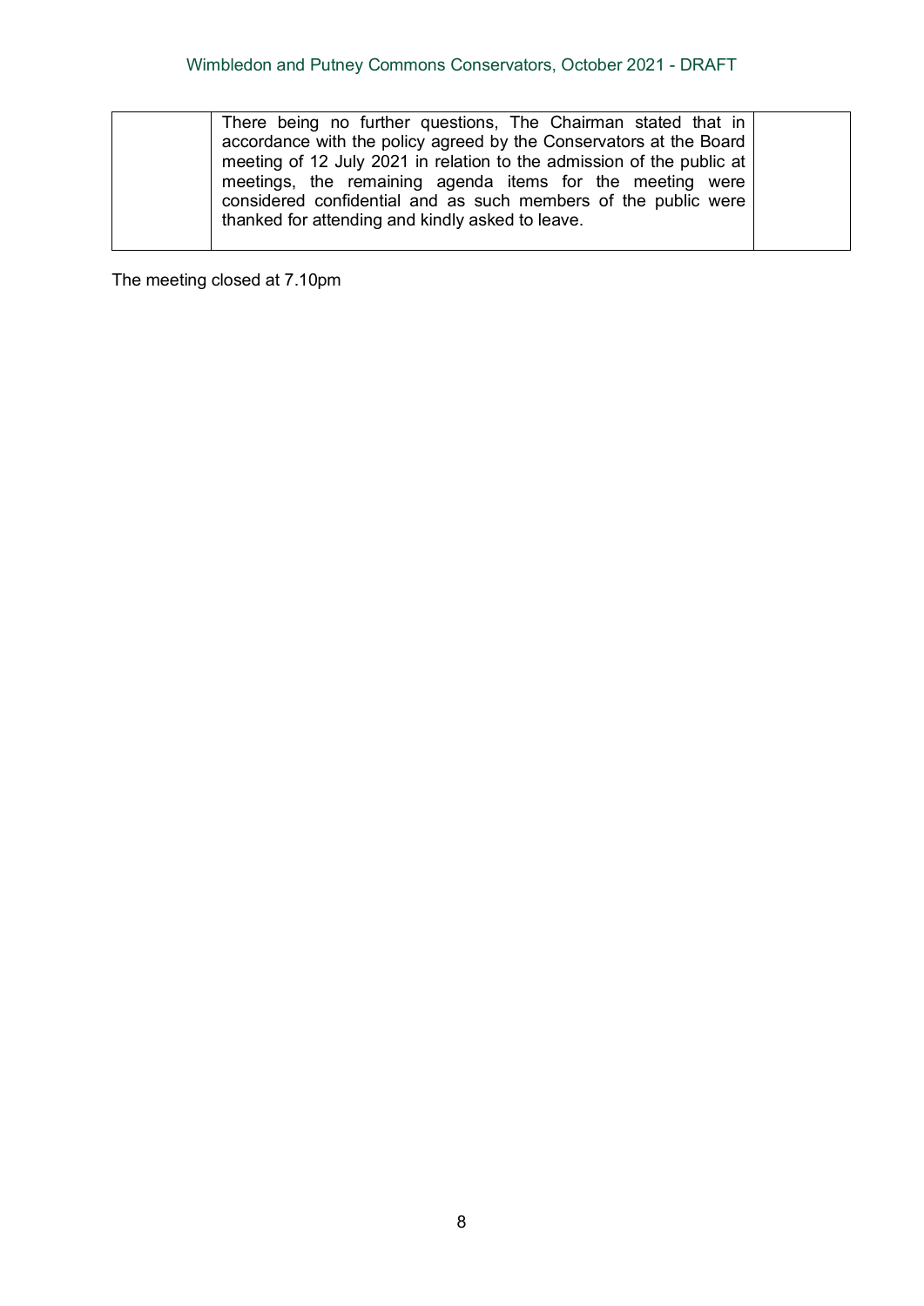| | | |
|---|---|---|
| | There being no further questions, The Chairman stated that in accordance with the policy agreed by the Conservators at the Board meeting of 12 July 2021 in relation to the admission of the public at meetings, the remaining agenda items for the meeting were considered confidential and as such members of the public were thanked for attending and kindly asked to leave. | |

The meeting closed at 7.10pm